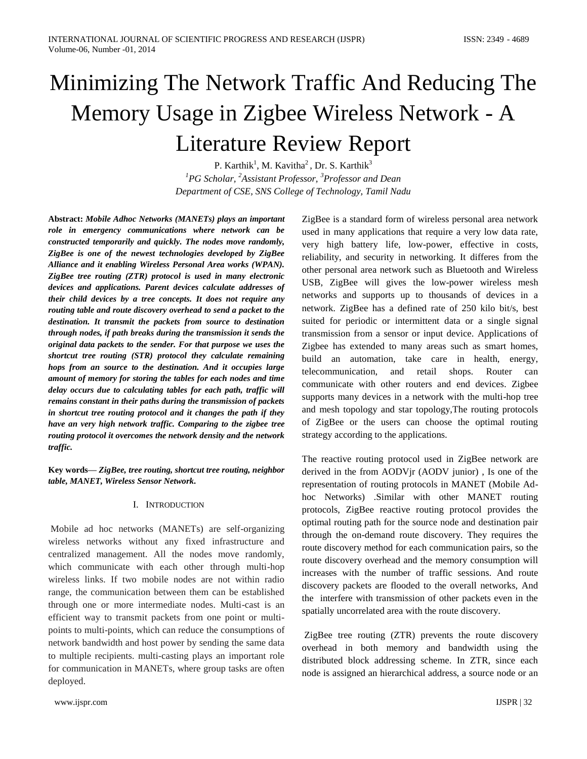# Minimizing The Network Traffic And Reducing The Memory Usage in Zigbee Wireless Network - A Literature Review Report

P. Karthik[1], M. Kavitha[2] , Dr. S. Karthik[3]

[1]*PG Scholar,* [2]*Assistant Professor,* [3]*Professor and Dean*

*Department of CSE, SNS College of Technology, Tamil Nadu*

**Abstract:** ***Mobile Adhoc Networks (MANETs) plays an important role in emergency communications where network can be constructed temporarily and quickly. The nodes move randomly, ZigBee is one of the newest technologies developed by ZigBee Alliance and it enabling Wireless Personal Area works (WPAN). ZigBee tree routing (ZTR) protocol is used in many electronic devices and applications. Parent devices calculate addresses of their child devices by a tree concepts. It does not require any routing table and route discovery overhead to send a packet to the destination. It transmit the packets from source to destination through nodes, if path breaks during the transmission it sends the original data packets to the sender. For that purpose we uses the shortcut tree routing (STR) protocol they calculate remaining hops from an source to the destination. And it occupies large amount of memory for storing the tables for each nodes and time delay occurs due to calculating tables for each path, traffic will remains constant in their paths during the transmission of packets in shortcut tree routing protocol and it changes the path if they have an very high network traffic. Comparing to the zigbee tree routing protocol it overcomes the network density and the network traffic.***

**Key words—** ***ZigBee, tree routing, shortcut tree routing, neighbor table, MANET, Wireless Sensor Network.***

## I. Introduction

Mobile ad hoc networks (MANETs) are self-organizing wireless networks without any fixed infrastructure and centralized management. All the nodes move randomly, which communicate with each other through multi-hop wireless links. If two mobile nodes are not within radio range, the communication between them can be established through one or more intermediate nodes. Multi-cast is an efficient way to transmit packets from one point or multi-points to multi-points, which can reduce the consumptions of network bandwidth and host power by sending the same data to multiple recipients. multi-casting plays an important role for communication in MANETs, where group tasks are often deployed.

ZigBee is a standard form of wireless personal area network used in many applications that require a very low data rate, very high battery life, low-power, effective in costs, reliability, and security in networking. It differes from the other personal area network such as Bluetooth and Wireless USB, ZigBee will gives the low-power wireless mesh networks and supports up to thousands of devices in a network. ZigBee has a defined rate of 250 kilo bit/s, best suited for periodic or intermittent data or a single signal transmission from a sensor or input device. Applications of Zigbee has extended to many areas such as smart homes, build an automation, take care in health, energy, telecommunication, and retail shops. Router can communicate with other routers and end devices. Zigbee supports many devices in a network with the multi-hop tree and mesh topology and star topology,The routing protocols of ZigBee or the users can choose the optimal routing strategy according to the applications.

The reactive routing protocol used in ZigBee network are derived in the from AODVjr (AODV junior) , Is one of the representation of routing protocols in MANET (Mobile Ad-hoc Networks) .Similar with other MANET routing protocols, ZigBee reactive routing protocol provides the optimal routing path for the source node and destination pair through the on-demand route discovery. They requires the route discovery method for each communication pairs, so the route discovery overhead and the memory consumption will increases with the number of traffic sessions. And route discovery packets are flooded to the overall networks, And the interfere with transmission of other packets even in the spatially uncorrelated area with the route discovery.

ZigBee tree routing (ZTR) prevents the route discovery overhead in both memory and bandwidth using the distributed block addressing scheme. In ZTR, since each node is assigned an hierarchical address, a source node or an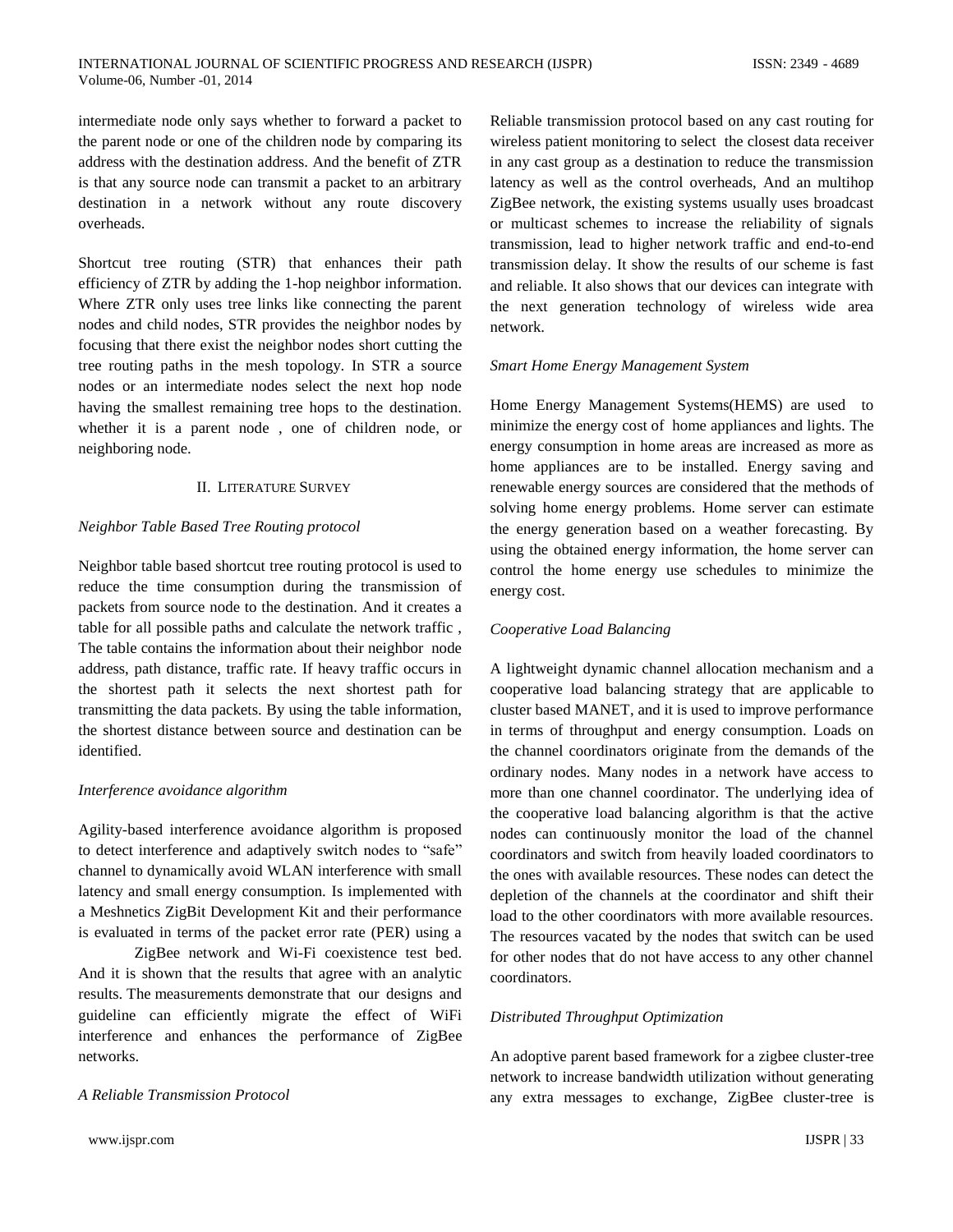intermediate node only says whether to forward a packet to the parent node or one of the children node by comparing its address with the destination address. And the benefit of ZTR is that any source node can transmit a packet to an arbitrary destination in a network without any route discovery overheads.

Shortcut tree routing (STR) that enhances their path efficiency of ZTR by adding the 1-hop neighbor information. Where ZTR only uses tree links like connecting the parent nodes and child nodes, STR provides the neighbor nodes by focusing that there exist the neighbor nodes short cutting the tree routing paths in the mesh topology. In STR a source nodes or an intermediate nodes select the next hop node having the smallest remaining tree hops to the destination. whether it is a parent node , one of children node, or neighboring node.

## II. Literature Survey

*Neighbor Table Based Tree Routing protocol*

Neighbor table based shortcut tree routing protocol is used to reduce the time consumption during the transmission of packets from source node to the destination. And it creates a table for all possible paths and calculate the network traffic , The table contains the information about their neighbor node address, path distance, traffic rate. If heavy traffic occurs in the shortest path it selects the next shortest path for transmitting the data packets. By using the table information, the shortest distance between source and destination can be identified.

*Interference avoidance algorithm*

Agility-based interference avoidance algorithm is proposed to detect interference and adaptively switch nodes to "safe" channel to dynamically avoid WLAN interference with small latency and small energy consumption. Is implemented with a Meshnetics ZigBit Development Kit and their performance is evaluated in terms of the packet error rate (PER) using a ZigBee network and Wi-Fi coexistence test bed. And it is shown that the results that agree with an analytic results. The measurements demonstrate that our designs and guideline can efficiently migrate the effect of WiFi interference and enhances the performance of ZigBee networks.

*A Reliable Transmission Protocol*

Reliable transmission protocol based on any cast routing for wireless patient monitoring to select the closest data receiver in any cast group as a destination to reduce the transmission latency as well as the control overheads, And an multihop ZigBee network, the existing systems usually uses broadcast or multicast schemes to increase the reliability of signals transmission, lead to higher network traffic and end-to-end transmission delay. It show the results of our scheme is fast and reliable. It also shows that our devices can integrate with the next generation technology of wireless wide area network.

*Smart Home Energy Management System*

Home Energy Management Systems(HEMS) are used to minimize the energy cost of home appliances and lights. The energy consumption in home areas are increased as more as home appliances are to be installed. Energy saving and renewable energy sources are considered that the methods of solving home energy problems. Home server can estimate the energy generation based on a weather forecasting. By using the obtained energy information, the home server can control the home energy use schedules to minimize the energy cost.

*Cooperative Load Balancing*

A lightweight dynamic channel allocation mechanism and a cooperative load balancing strategy that are applicable to cluster based MANET, and it is used to improve performance in terms of throughput and energy consumption. Loads on the channel coordinators originate from the demands of the ordinary nodes. Many nodes in a network have access to more than one channel coordinator. The underlying idea of the cooperative load balancing algorithm is that the active nodes can continuously monitor the load of the channel coordinators and switch from heavily loaded coordinators to the ones with available resources. These nodes can detect the depletion of the channels at the coordinator and shift their load to the other coordinators with more available resources. The resources vacated by the nodes that switch can be used for other nodes that do not have access to any other channel coordinators.

*Distributed Throughput Optimization*

An adoptive parent based framework for a zigbee cluster-tree network to increase bandwidth utilization without generating any extra messages to exchange, ZigBee cluster-tree is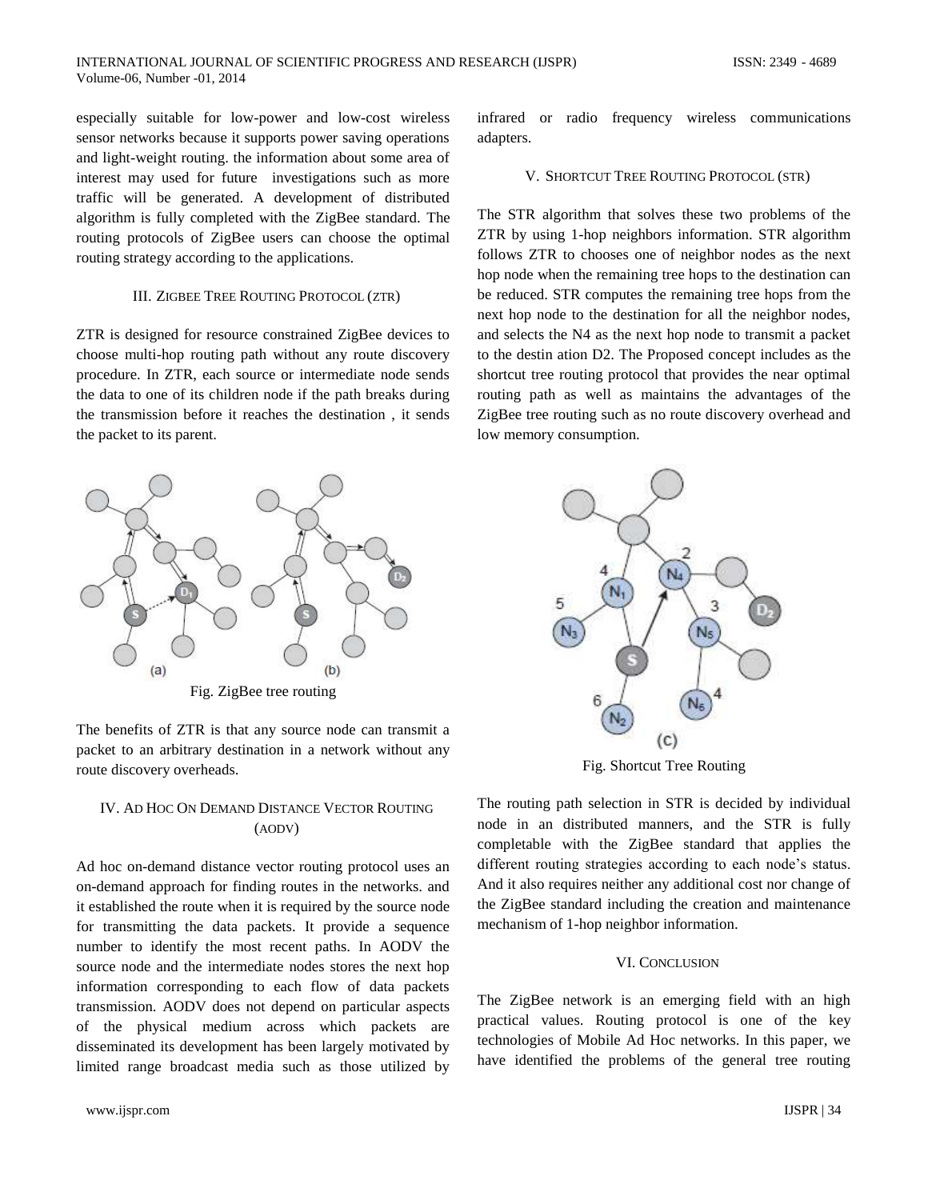especially suitable for low-power and low-cost wireless sensor networks because it supports power saving operations and light-weight routing. the information about some area of interest may used for future investigations such as more traffic will be generated. A development of distributed algorithm is fully completed with the ZigBee standard. The routing protocols of ZigBee users can choose the optimal routing strategy according to the applications.

## III. ZIGBEE TREE ROUTING PROTOCOL (ZTR)

ZTR is designed for resource constrained ZigBee devices to choose multi-hop routing path without any route discovery procedure. In ZTR, each source or intermediate node sends the data to one of its children node if the path breaks during the transmission before it reaches the destination , it sends the packet to its parent.

Fig. ZigBee tree routing

The benefits of ZTR is that any source node can transmit a packet to an arbitrary destination in a network without any route discovery overheads.

## IV. AD HOC ON DEMAND DISTANCE VECTOR ROUTING (AODV)

Ad hoc on-demand distance vector routing protocol uses an on-demand approach for finding routes in the networks. and it established the route when it is required by the source node for transmitting the data packets. It provide a sequence number to identify the most recent paths. In AODV the source node and the intermediate nodes stores the next hop information corresponding to each flow of data packets transmission. AODV does not depend on particular aspects of the physical medium across which packets are disseminated its development has been largely motivated by limited range broadcast media such as those utilized by infrared or radio frequency wireless communications adapters.

## V. SHORTCUT TREE ROUTING PROTOCOL (STR)

The STR algorithm that solves these two problems of the ZTR by using 1-hop neighbors information. STR algorithm follows ZTR to chooses one of neighbor nodes as the next hop node when the remaining tree hops to the destination can be reduced. STR computes the remaining tree hops from the next hop node to the destination for all the neighbor nodes, and selects the N4 as the next hop node to transmit a packet to the destin ation D2. The Proposed concept includes as the shortcut tree routing protocol that provides the near optimal routing path as well as maintains the advantages of the ZigBee tree routing such as no route discovery overhead and low memory consumption.

Fig. Shortcut Tree Routing

The routing path selection in STR is decided by individual node in an distributed manners, and the STR is fully completable with the ZigBee standard that applies the different routing strategies according to each node's status. And it also requires neither any additional cost nor change of the ZigBee standard including the creation and maintenance mechanism of 1-hop neighbor information.

## VI. CONCLUSION

The ZigBee network is an emerging field with an high practical values. Routing protocol is one of the key technologies of Mobile Ad Hoc networks. In this paper, we have identified the problems of the general tree routing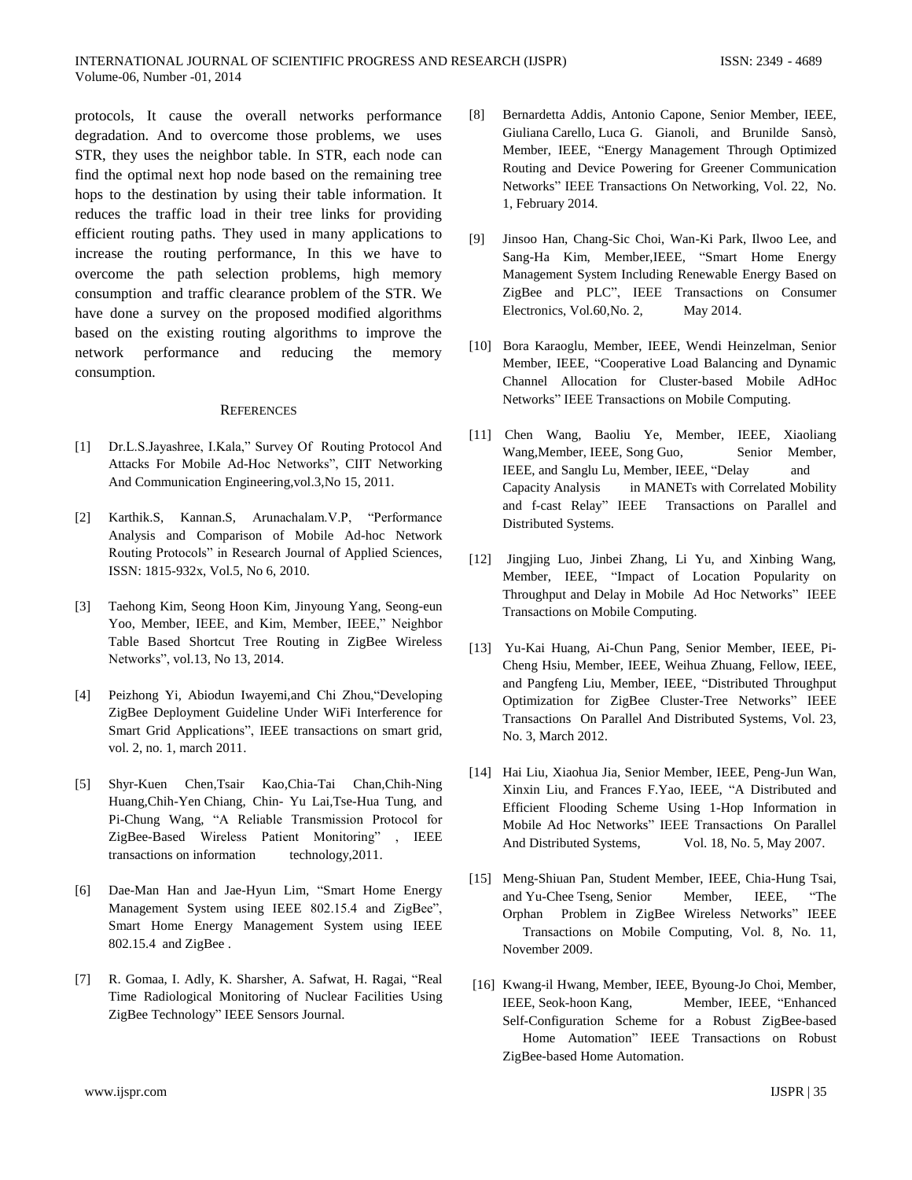protocols, It cause the overall networks performance degradation. And to overcome those problems, we uses STR, they uses the neighbor table. In STR, each node can find the optimal next hop node based on the remaining tree hops to the destination by using their table information. It reduces the traffic load in their tree links for providing efficient routing paths. They used in many applications to increase the routing performance, In this we have to overcome the path selection problems, high memory consumption and traffic clearance problem of the STR. We have done a survey on the proposed modified algorithms based on the existing routing algorithms to improve the network performance and reducing the memory consumption.

## REFERENCES

[1] Dr.L.S.Jayashree, I.Kala," Survey Of Routing Protocol And Attacks For Mobile Ad-Hoc Networks", CIIT Networking And Communication Engineering,vol.3,No 15, 2011.

[2] Karthik.S, Kannan.S, Arunachalam.V.P, "Performance Analysis and Comparison of Mobile Ad-hoc Network Routing Protocols" in Research Journal of Applied Sciences, ISSN: 1815-932x, Vol.5, No 6, 2010.

[3] Taehong Kim, Seong Hoon Kim, Jinyoung Yang, Seong-eun Yoo, Member, IEEE, and Kim, Member, IEEE," Neighbor Table Based Shortcut Tree Routing in ZigBee Wireless Networks", vol.13, No 13, 2014.

[4] Peizhong Yi, Abiodun Iwayemi,and Chi Zhou,"Developing ZigBee Deployment Guideline Under WiFi Interference for Smart Grid Applications", IEEE transactions on smart grid, vol. 2, no. 1, march 2011.

[5] Shyr-Kuen Chen,Tsair Kao,Chia-Tai Chan,Chih-Ning Huang,Chih-Yen Chiang, Chin- Yu Lai,Tse-Hua Tung, and Pi-Chung Wang, "A Reliable Transmission Protocol for ZigBee-Based Wireless Patient Monitoring" , IEEE transactions on information technology,2011.

[6] Dae-Man Han and Jae-Hyun Lim, "Smart Home Energy Management System using IEEE 802.15.4 and ZigBee", Smart Home Energy Management System using IEEE 802.15.4 and ZigBee .

[7] R. Gomaa, I. Adly, K. Sharsher, A. Safwat, H. Ragai, "Real Time Radiological Monitoring of Nuclear Facilities Using ZigBee Technology" IEEE Sensors Journal.

[8] Bernardetta Addis, Antonio Capone, Senior Member, IEEE, Giuliana Carello, Luca G. Gianoli, and Brunilde Sansò, Member, IEEE, "Energy Management Through Optimized Routing and Device Powering for Greener Communication Networks" IEEE Transactions On Networking, Vol. 22, No. 1, February 2014.

[9] Jinsoo Han, Chang-Sic Choi, Wan-Ki Park, Ilwoo Lee, and Sang-Ha Kim, Member,IEEE, "Smart Home Energy Management System Including Renewable Energy Based on ZigBee and PLC", IEEE Transactions on Consumer Electronics, Vol.60,No. 2, May 2014.

[10] Bora Karaoglu, Member, IEEE, Wendi Heinzelman, Senior Member, IEEE, "Cooperative Load Balancing and Dynamic Channel Allocation for Cluster-based Mobile AdHoc Networks" IEEE Transactions on Mobile Computing.

[11] Chen Wang, Baoliu Ye, Member, IEEE, Xiaoliang Wang,Member, IEEE, Song Guo, Senior Member, IEEE, and Sanglu Lu, Member, IEEE, "Delay and Capacity Analysis in MANETs with Correlated Mobility and f-cast Relay" IEEE Transactions on Parallel and Distributed Systems.

[12] Jingjing Luo, Jinbei Zhang, Li Yu, and Xinbing Wang, Member, IEEE, "Impact of Location Popularity on Throughput and Delay in Mobile Ad Hoc Networks" IEEE Transactions on Mobile Computing.

[13] Yu-Kai Huang, Ai-Chun Pang, Senior Member, IEEE, Pi-Cheng Hsiu, Member, IEEE, Weihua Zhuang, Fellow, IEEE, and Pangfeng Liu, Member, IEEE, "Distributed Throughput Optimization for ZigBee Cluster-Tree Networks" IEEE Transactions On Parallel And Distributed Systems, Vol. 23, No. 3, March 2012.

[14] Hai Liu, Xiaohua Jia, Senior Member, IEEE, Peng-Jun Wan, Xinxin Liu, and Frances F.Yao, IEEE, "A Distributed and Efficient Flooding Scheme Using 1-Hop Information in Mobile Ad Hoc Networks" IEEE Transactions On Parallel And Distributed Systems, Vol. 18, No. 5, May 2007.

[15] Meng-Shiuan Pan, Student Member, IEEE, Chia-Hung Tsai, and Yu-Chee Tseng, Senior Member, IEEE, "The Orphan Problem in ZigBee Wireless Networks" IEEE Transactions on Mobile Computing, Vol. 8, No. 11, November 2009.

[16] Kwang-il Hwang, Member, IEEE, Byoung-Jo Choi, Member, IEEE, Seok-hoon Kang, Member, IEEE, "Enhanced Self-Configuration Scheme for a Robust ZigBee-based Home Automation" IEEE Transactions on Robust ZigBee-based Home Automation.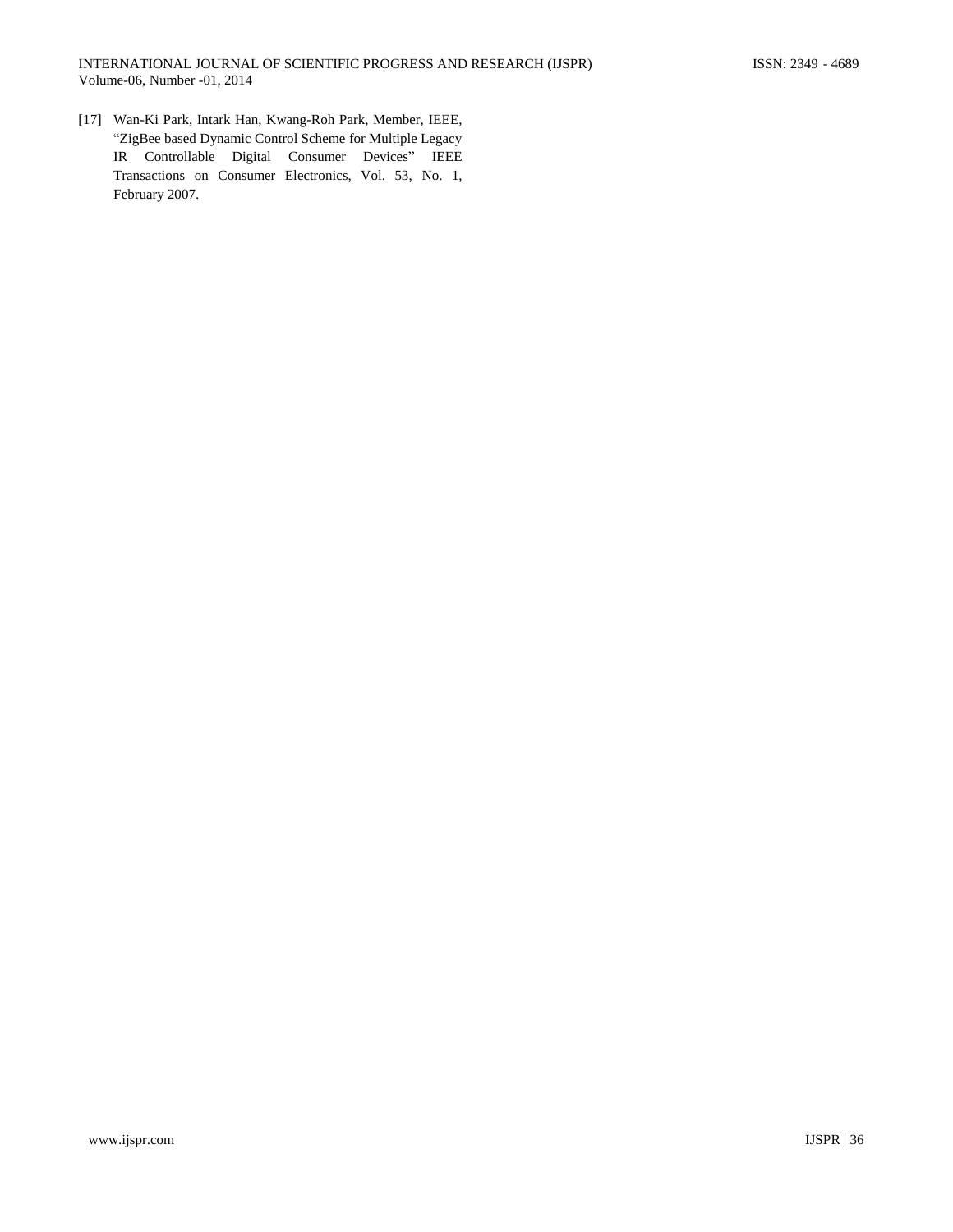[17] Wan-Ki Park, Intark Han, Kwang-Roh Park, Member, IEEE, "ZigBee based Dynamic Control Scheme for Multiple Legacy IR Controllable Digital Consumer Devices" IEEE Transactions on Consumer Electronics, Vol. 53, No. 1, February 2007.